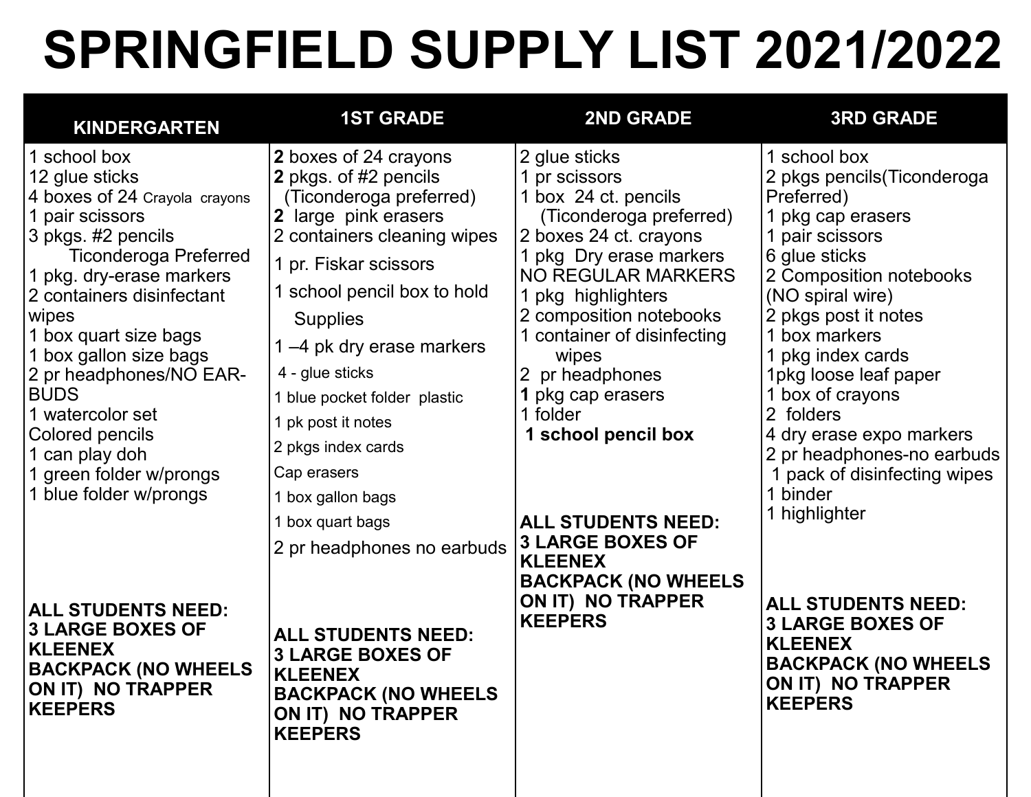# SPRINGFIELD SUPPLY LIST 2021/2022

| KINDERGARTEN | 1ST GRADE | 2ND GRADE | 3RD GRADE |
|---|---|---|---|
| 1 school box<br>12 glue sticks<br>4 boxes of 24 Crayola crayons<br>1 pair scissors<br>3 pkgs. #2 pencils Ticonderoga Preferred<br>1 pkg. dry-erase markers<br>2 containers disinfectant wipes<br>1 box quart size bags<br>1 box gallon size bags<br>2 pr headphones/NO EAR-BUDS<br>1 watercolor set<br>Colored pencils<br>1 can play doh<br>1 green folder w/prongs<br>1 blue folder w/prongs<br><br>**ALL STUDENTS NEED:**<br>**3 LARGE BOXES OF KLEENEX**<br>**BACKPACK (NO WHEELS ON IT) NO TRAPPER KEEPERS** | **2** boxes of 24 crayons<br>**2** pkgs. of #2 pencils (Ticonderoga preferred)<br>**2** large pink erasers<br>2 containers cleaning wipes<br>1 pr. Fiskar scissors<br>1 school pencil box to hold Supplies<br>1 –4 pk dry erase markers<br>4 - glue sticks<br>1 blue pocket folder plastic<br>1 pk post it notes<br>2 pkgs index cards<br>Cap erasers<br>1 box gallon bags<br>1 box quart bags<br>2 pr headphones no earbuds<br><br>**ALL STUDENTS NEED:**<br>**3 LARGE BOXES OF KLEENEX**<br>**BACKPACK (NO WHEELS ON IT) NO TRAPPER KEEPERS** | 2 glue sticks<br>1 pr scissors<br>1 box 24 ct. pencils (Ticonderoga preferred)<br>2 boxes 24 ct. crayons<br>1 pkg Dry erase markers<br>NO REGULAR MARKERS<br>1 pkg highlighters<br>2 composition notebooks<br>1 container of disinfecting wipes<br>2 pr headphones<br>**1** pkg cap erasers<br>1 folder<br>**1 school pencil box**<br><br>**ALL STUDENTS NEED:**<br>**3 LARGE BOXES OF KLEENEX**<br>**BACKPACK (NO WHEELS ON IT) NO TRAPPER KEEPERS** | 1 school box<br>2 pkgs pencils(Ticonderoga Preferred)<br>1 pkg cap erasers<br>1 pair scissors<br>6 glue sticks<br>2 Composition notebooks (NO spiral wire)<br>2 pkgs post it notes<br>1 box markers<br>1 pkg index cards<br>1pkg loose leaf paper<br>1 box of crayons<br>2 folders<br>4 dry erase expo markers<br>2 pr headphones-no earbuds<br>1 pack of disinfecting wipes<br>1 binder<br>1 highlighter<br><br>**ALL STUDENTS NEED:**<br>**3 LARGE BOXES OF KLEENEX**<br>**BACKPACK (NO WHEELS ON IT) NO TRAPPER KEEPERS** |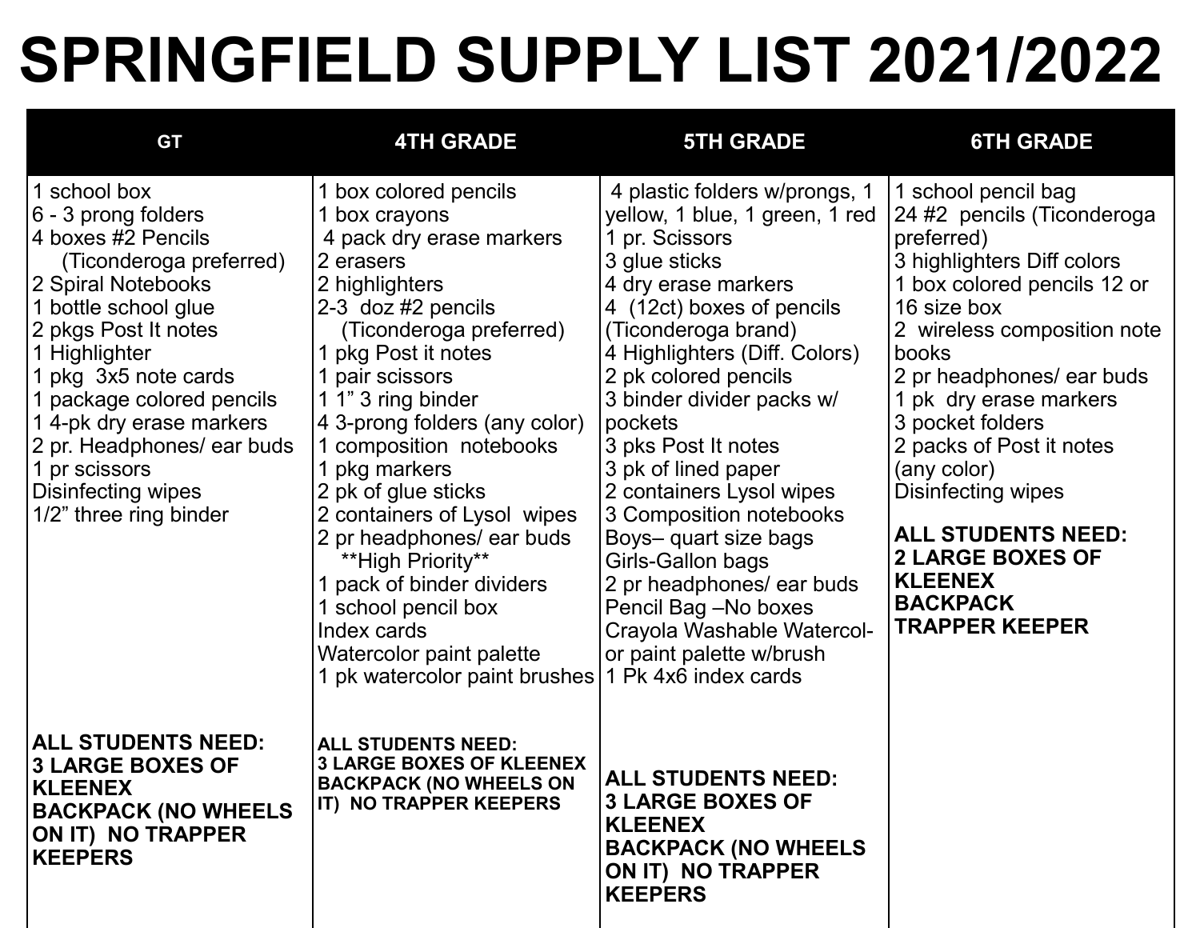# SPRINGFIELD SUPPLY LIST 2021/2022

| GT | 4TH GRADE | 5TH GRADE | 6TH GRADE |
|---|---|---|---|
| 1 school box<br>6 - 3 prong folders<br>4 boxes #2 Pencils (Ticonderoga preferred)<br>2 Spiral Notebooks<br>1 bottle school glue<br>2 pkgs Post It notes<br>1 Highlighter<br>1 pkg 3x5 note cards<br>1 package colored pencils<br>1 4-pk dry erase markers<br>2 pr. Headphones/ ear buds<br>1 pr scissors<br>Disinfecting wipes<br>1/2" three ring binder<br><br>**ALL STUDENTS NEED:<br>3 LARGE BOXES OF KLEENEX<br>BACKPACK (NO WHEELS ON IT) NO TRAPPER KEEPERS** | 1 box colored pencils<br>1 box crayons<br>4 pack dry erase markers<br>2 erasers<br>2 highlighters<br>2-3 doz #2 pencils (Ticonderoga preferred)<br>1 pkg Post it notes<br>1 pair scissors<br>1 1" 3 ring binder<br>4 3-prong folders (any color)<br>1 composition notebooks<br>1 pkg markers<br>2 pk of glue sticks<br>2 containers of Lysol wipes<br>2 pr headphones/ ear buds **High Priority**<br>1 pack of binder dividers<br>1 school pencil box<br>Index cards<br>Watercolor paint palette<br>1 pk watercolor paint brushes<br><br>**ALL STUDENTS NEED:<br>3 LARGE BOXES OF KLEENEX<br>BACKPACK (NO WHEELS ON IT) NO TRAPPER KEEPERS** | 4 plastic folders w/prongs, 1 yellow, 1 blue, 1 green, 1 red<br>1 pr. Scissors<br>3 glue sticks<br>4 dry erase markers<br>4 (12ct) boxes of pencils (Ticonderoga brand)<br>4 Highlighters (Diff. Colors)<br>2 pk colored pencils<br>3 binder divider packs w/ pockets<br>3 pks Post It notes<br>3 pk of lined paper<br>2 containers Lysol wipes<br>3 Composition notebooks<br>Boys– quart size bags<br>Girls-Gallon bags<br>2 pr headphones/ ear buds<br>Pencil Bag –No boxes<br>Crayola Washable Watercolor paint palette w/brush<br>1 Pk 4x6 index cards<br><br>**ALL STUDENTS NEED:<br>3 LARGE BOXES OF KLEENEX<br>BACKPACK (NO WHEELS ON IT) NO TRAPPER KEEPERS** | 1 school pencil bag<br>24 #2 pencils (Ticonderoga preferred)<br>3 highlighters Diff colors<br>1 box colored pencils 12 or 16 size box<br>2 wireless composition note books<br>2 pr headphones/ ear buds<br>1 pk dry erase markers<br>3 pocket folders<br>2 packs of Post it notes (any color)<br>Disinfecting wipes<br><br>**ALL STUDENTS NEED:<br>2 LARGE BOXES OF KLEENEX<br>BACKPACK<br>TRAPPER KEEPER** |